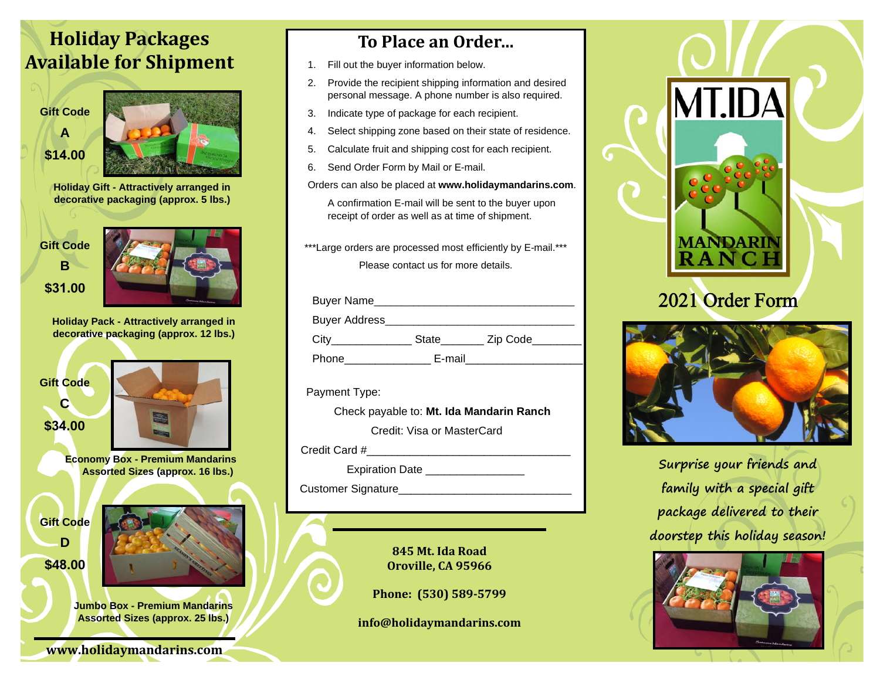# Holiday Packages Available for Shipment

**Gift Code A**
**$14.00**

**Holiday Gift - Attractively arranged in decorative packaging (approx. 5 lbs.)**

**Gift Code B**
**$31.00**

**Holiday Pack - Attractively arranged in decorative packaging (approx. 12 lbs.)**

**Gift Code C**
**$34.00**

**Economy Box - Premium Mandarins Assorted Sizes (approx. 16 lbs.)**

**Gift Code D**
**$48.00**

**Jumbo Box - Premium Mandarins Assorted Sizes (approx. 25 lbs.)**

**www.holidaymandarins.com**

## To Place an Order...

1. Fill out the buyer information below.
2. Provide the recipient shipping information and desired personal message. A phone number is also required.
3. Indicate type of package for each recipient.
4. Select shipping zone based on their state of residence.
5. Calculate fruit and shipping cost for each recipient.
6. Send Order Form by Mail or E-mail.

Orders can also be placed at **www.holidaymandarins.com**.

A confirmation E-mail will be sent to the buyer upon receipt of order as well as at time of shipment.

***Large orders are processed most efficiently by E-mail.***

Please contact us for more details.

Buyer Name________________________________

Buyer Address______________________________

City_____________ State_______ Zip Code________

Phone______________ E-mail___________________

Payment Type:

Check payable to: **Mt. Ida Mandarin Ranch**

Credit: Visa or MasterCard

Credit Card #_________________________________

Expiration Date ________________

Customer Signature____________________________

**845 Mt. Ida Road**
**Oroville, CA 95966**

**Phone: (530) 589-5799**

**info@holidaymandarins.com**

MT.IDA MANDARIN RANCH

## 2021 Order Form

*Surprise your friends and family with a special gift package delivered to their doorstep this holiday season!*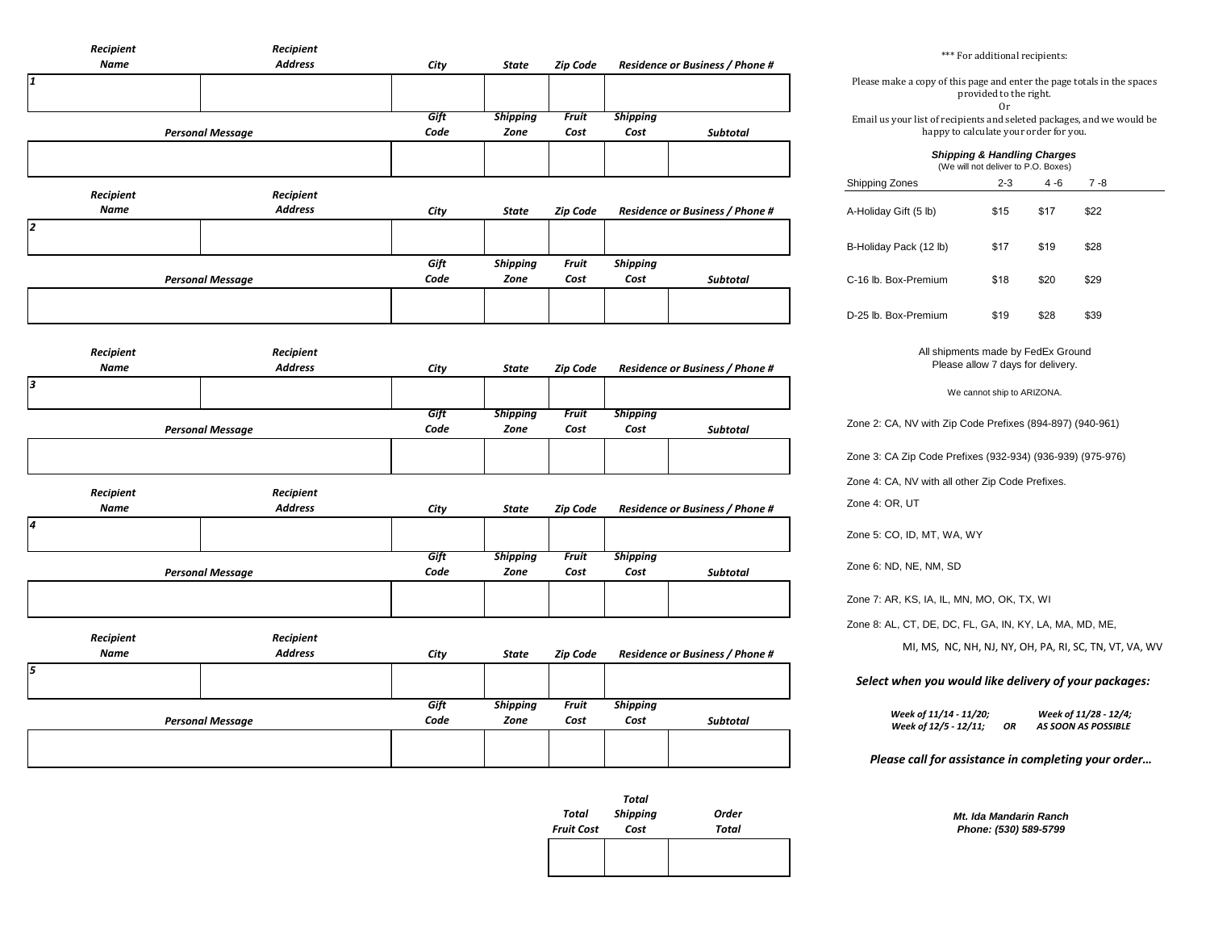| Recipient Name | Recipient Address | City | State | Zip Code | Residence or Business / Phone # |
|---|---|---|---|---|---|
| 1 | | | | | |

| Personal Message | Gift Code | Shipping Zone | Fruit Cost | Shipping Cost | Subtotal |
|---|---|---|---|---|---|
| | | | | | |

| Recipient Name | Recipient Address | City | State | Zip Code | Residence or Business / Phone # |
|---|---|---|---|---|---|
| 2 | | | | | |

| Personal Message | Gift Code | Shipping Zone | Fruit Cost | Shipping Cost | Subtotal |
|---|---|---|---|---|---|
| | | | | | |

| Recipient Name | Recipient Address | City | State | Zip Code | Residence or Business / Phone # |
|---|---|---|---|---|---|
| 3 | | | | | |

| Personal Message | Gift Code | Shipping Zone | Fruit Cost | Shipping Cost | Subtotal |
|---|---|---|---|---|---|
| | | | | | |

| Recipient Name | Recipient Address | City | State | Zip Code | Residence or Business / Phone # |
|---|---|---|---|---|---|
| 4 | | | | | |

| Personal Message | Gift Code | Shipping Zone | Fruit Cost | Shipping Cost | Subtotal |
|---|---|---|---|---|---|
| | | | | | |

| Recipient Name | Recipient Address | City | State | Zip Code | Residence or Business / Phone # |
|---|---|---|---|---|---|
| 5 | | | | | |

| Personal Message | Gift Code | Shipping Zone | Fruit Cost | Shipping Cost | Subtotal |
|---|---|---|---|---|---|
| | | | | | |

| Total Fruit Cost | Total Shipping Cost | Order Total |
|---|---|---|
| | | |

*** For additional recipients:

Please make a copy of this page and enter the page totals in the spaces provided to the right.
Or
Email us your list of recipients and seleted packages, and we would be happy to calculate your order for you.

***Shipping & Handling Charges***
(We will not deliver to P.O. Boxes)

| Shipping Zones | 2-3 | 4 -6 | 7 -8 |
|---|---|---|---|
| A-Holiday Gift (5 lb) | $15 | $17 | $22 |
| B-Holiday Pack (12 lb) | $17 | $19 | $28 |
| C-16 lb. Box-Premium | $18 | $20 | $29 |
| D-25 lb. Box-Premium | $19 | $28 | $39 |

All shipments made by FedEx Ground
Please allow 7 days for delivery.

We cannot ship to ARIZONA.

Zone 2: CA, NV with Zip Code Prefixes (894-897) (940-961)

Zone 3: CA Zip Code Prefixes (932-934) (936-939) (975-976)

Zone 4: CA, NV with all other Zip Code Prefixes.

Zone 4: OR, UT

Zone 5: CO, ID, MT, WA, WY

Zone 6: ND, NE, NM, SD

Zone 7: AR, KS, IA, IL, MN, MO, OK, TX, WI

Zone 8: AL, CT, DE, DC, FL, GA, IN, KY, LA, MA, MD, ME, MI, MS, NC, NH, NJ, NY, OH, PA, RI, SC, TN, VT, VA, WV

***Select when you would like delivery of your packages:***

*Week of 11/14 - 11/20; Week of 11/28 - 12/4; Week of 12/5 - 12/11; OR AS SOON AS POSSIBLE*

***Please call for assistance in completing your order…***

***Mt. Ida Mandarin Ranch***
***Phone: (530) 589-5799***